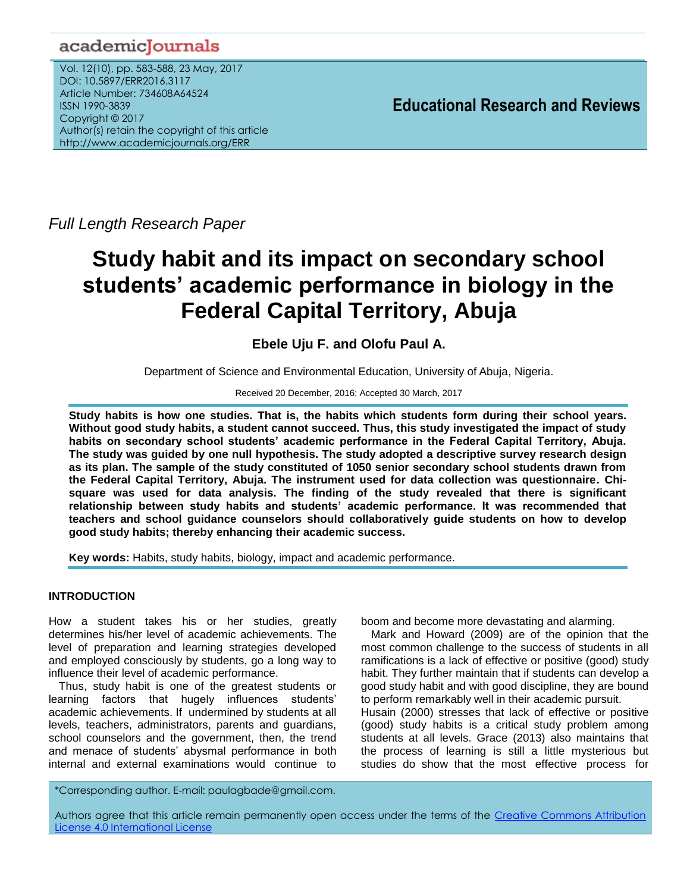academicJournals

Vol. 12(10), pp. 583-588, 23 May, 2017
DOI: 10.5897/ERR2016.3117
Article Number: 734608A64524
ISSN 1990-3839
Copyright © 2017
Author(s) retain the copyright of this article
http://www.academicjournals.org/ERR

**Educational Research and Reviews**

*Full Length Research Paper*

# Study habit and its impact on secondary school students' academic performance in biology in the Federal Capital Territory, Abuja

**Ebele Uju F. and Olofu Paul A.**

Department of Science and Environmental Education, University of Abuja, Nigeria.

Received 20 December, 2016; Accepted 30 March, 2017

**Study habits is how one studies. That is, the habits which students form during their school years. Without good study habits, a student cannot succeed. Thus, this study investigated the impact of study habits on secondary school students' academic performance in the Federal Capital Territory, Abuja. The study was guided by one null hypothesis. The study adopted a descriptive survey research design as its plan. The sample of the study constituted of 1050 senior secondary school students drawn from the Federal Capital Territory, Abuja. The instrument used for data collection was questionnaire. Chi-square was used for data analysis. The finding of the study revealed that there is significant relationship between study habits and students' academic performance. It was recommended that teachers and school guidance counselors should collaboratively guide students on how to develop good study habits; thereby enhancing their academic success.**

**Key words:** Habits, study habits, biology, impact and academic performance.

## INTRODUCTION

How a student takes his or her studies, greatly determines his/her level of academic achievements. The level of preparation and learning strategies developed and employed consciously by students, go a long way to influence their level of academic performance.

Thus, study habit is one of the greatest students or learning factors that hugely influences students' academic achievements. If undermined by students at all levels, teachers, administrators, parents and guardians, school counselors and the government, then, the trend and menace of students' abysmal performance in both internal and external examinations would continue to boom and become more devastating and alarming.

Mark and Howard (2009) are of the opinion that the most common challenge to the success of students in all ramifications is a lack of effective or positive (good) study habit. They further maintain that if students can develop a good study habit and with good discipline, they are bound to perform remarkably well in their academic pursuit.

Husain (2000) stresses that lack of effective or positive (good) study habits is a critical study problem among students at all levels. Grace (2013) also maintains that the process of learning is still a little mysterious but studies do show that the most effective process for

*Corresponding author. E-mail: paulagbade@gmail.com.

Authors agree that this article remain permanently open access under the terms of the Creative Commons Attribution License 4.0 International License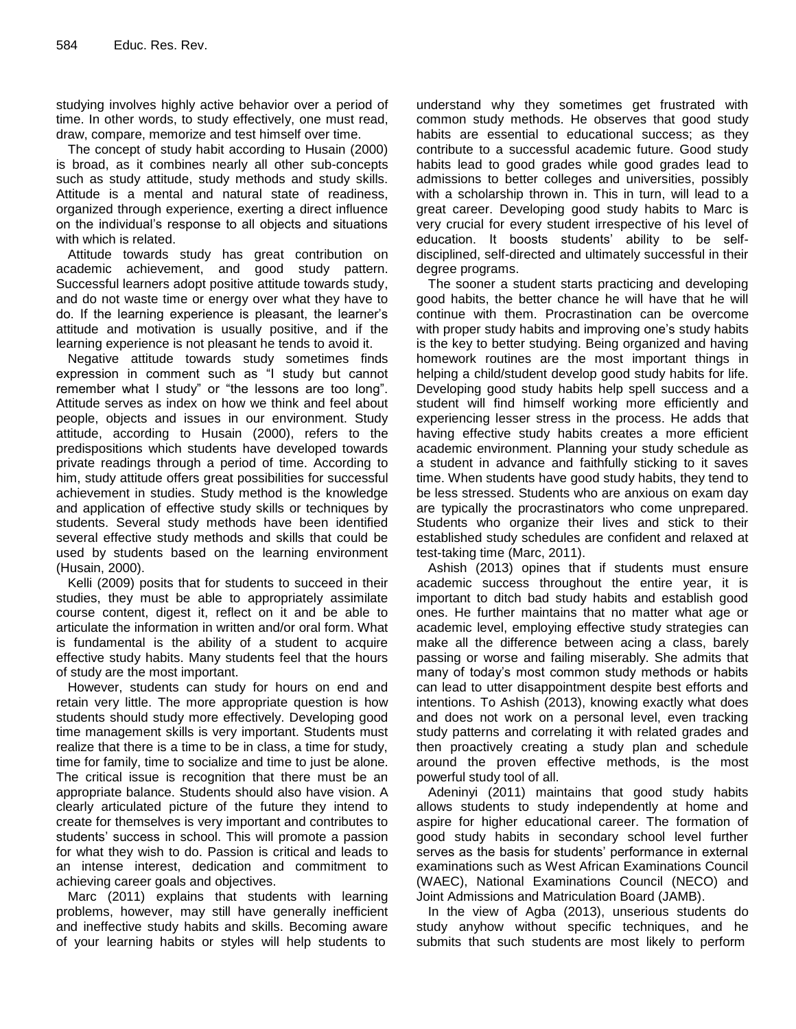studying involves highly active behavior over a period of time. In other words, to study effectively, one must read, draw, compare, memorize and test himself over time.

The concept of study habit according to Husain (2000) is broad, as it combines nearly all other sub-concepts such as study attitude, study methods and study skills. Attitude is a mental and natural state of readiness, organized through experience, exerting a direct influence on the individual's response to all objects and situations with which is related.

Attitude towards study has great contribution on academic achievement, and good study pattern. Successful learners adopt positive attitude towards study, and do not waste time or energy over what they have to do. If the learning experience is pleasant, the learner's attitude and motivation is usually positive, and if the learning experience is not pleasant he tends to avoid it.

Negative attitude towards study sometimes finds expression in comment such as "I study but cannot remember what I study" or "the lessons are too long". Attitude serves as index on how we think and feel about people, objects and issues in our environment. Study attitude, according to Husain (2000), refers to the predispositions which students have developed towards private readings through a period of time. According to him, study attitude offers great possibilities for successful achievement in studies. Study method is the knowledge and application of effective study skills or techniques by students. Several study methods have been identified several effective study methods and skills that could be used by students based on the learning environment (Husain, 2000).

Kelli (2009) posits that for students to succeed in their studies, they must be able to appropriately assimilate course content, digest it, reflect on it and be able to articulate the information in written and/or oral form. What is fundamental is the ability of a student to acquire effective study habits. Many students feel that the hours of study are the most important.

However, students can study for hours on end and retain very little. The more appropriate question is how students should study more effectively. Developing good time management skills is very important. Students must realize that there is a time to be in class, a time for study, time for family, time to socialize and time to just be alone. The critical issue is recognition that there must be an appropriate balance. Students should also have vision. A clearly articulated picture of the future they intend to create for themselves is very important and contributes to students' success in school. This will promote a passion for what they wish to do. Passion is critical and leads to an intense interest, dedication and commitment to achieving career goals and objectives.

Marc (2011) explains that students with learning problems, however, may still have generally inefficient and ineffective study habits and skills. Becoming aware of your learning habits or styles will help students to understand why they sometimes get frustrated with common study methods. He observes that good study habits are essential to educational success; as they contribute to a successful academic future. Good study habits lead to good grades while good grades lead to admissions to better colleges and universities, possibly with a scholarship thrown in. This in turn, will lead to a great career. Developing good study habits to Marc is very crucial for every student irrespective of his level of education. It boosts students' ability to be self-disciplined, self-directed and ultimately successful in their degree programs.

The sooner a student starts practicing and developing good habits, the better chance he will have that he will continue with them. Procrastination can be overcome with proper study habits and improving one's study habits is the key to better studying. Being organized and having homework routines are the most important things in helping a child/student develop good study habits for life. Developing good study habits help spell success and a student will find himself working more efficiently and experiencing lesser stress in the process. He adds that having effective study habits creates a more efficient academic environment. Planning your study schedule as a student in advance and faithfully sticking to it saves time. When students have good study habits, they tend to be less stressed. Students who are anxious on exam day are typically the procrastinators who come unprepared. Students who organize their lives and stick to their established study schedules are confident and relaxed at test-taking time (Marc, 2011).

Ashish (2013) opines that if students must ensure academic success throughout the entire year, it is important to ditch bad study habits and establish good ones. He further maintains that no matter what age or academic level, employing effective study strategies can make all the difference between acing a class, barely passing or worse and failing miserably. She admits that many of today's most common study methods or habits can lead to utter disappointment despite best efforts and intentions. To Ashish (2013), knowing exactly what does and does not work on a personal level, even tracking study patterns and correlating it with related grades and then proactively creating a study plan and schedule around the proven effective methods, is the most powerful study tool of all.

Adeninyi (2011) maintains that good study habits allows students to study independently at home and aspire for higher educational career. The formation of good study habits in secondary school level further serves as the basis for students' performance in external examinations such as West African Examinations Council (WAEC), National Examinations Council (NECO) and Joint Admissions and Matriculation Board (JAMB).

In the view of Agba (2013), unserious students do study anyhow without specific techniques, and he submits that such students are most likely to perform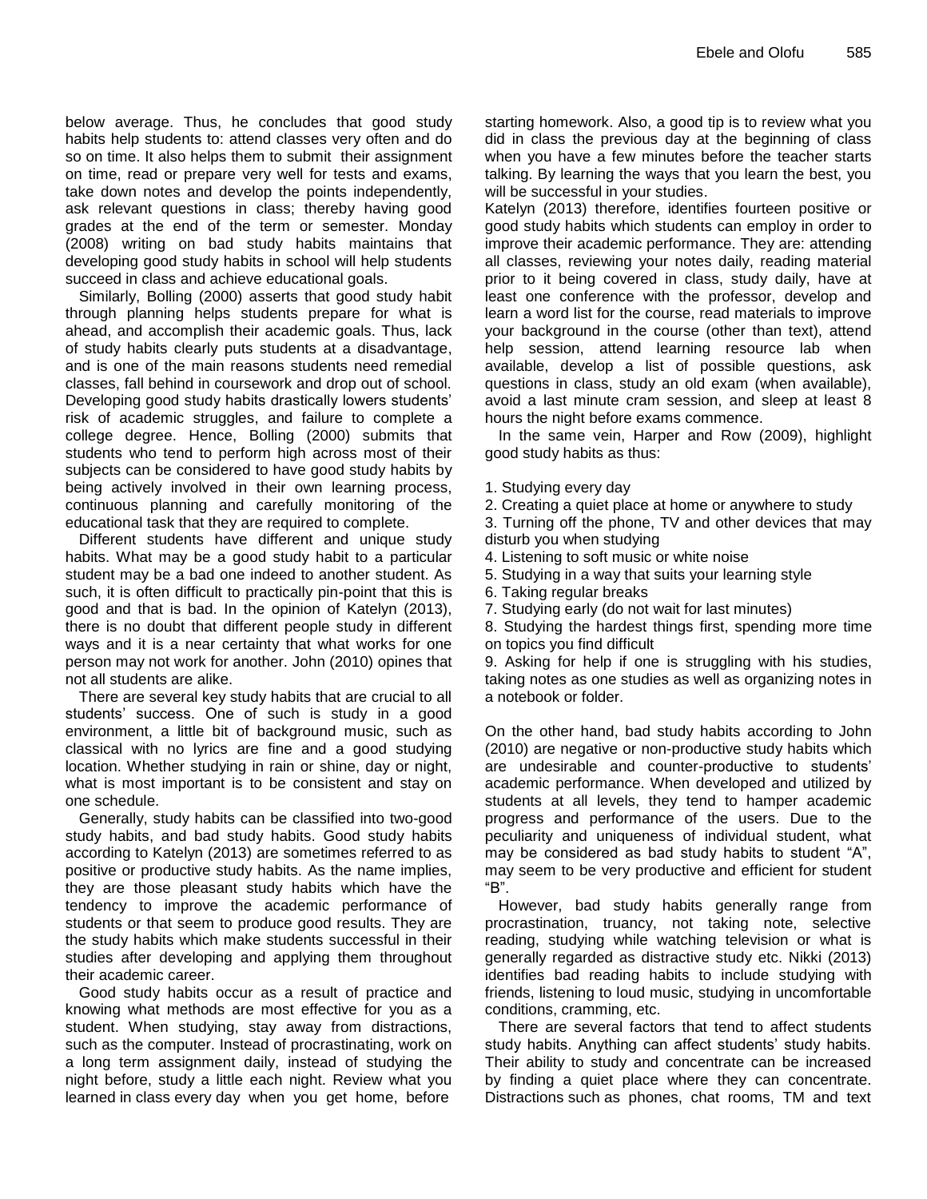below average. Thus, he concludes that good study habits help students to: attend classes very often and do so on time. It also helps them to submit their assignment on time, read or prepare very well for tests and exams, take down notes and develop the points independently, ask relevant questions in class; thereby having good grades at the end of the term or semester. Monday (2008) writing on bad study habits maintains that developing good study habits in school will help students succeed in class and achieve educational goals.

Similarly, Bolling (2000) asserts that good study habit through planning helps students prepare for what is ahead, and accomplish their academic goals. Thus, lack of study habits clearly puts students at a disadvantage, and is one of the main reasons students need remedial classes, fall behind in coursework and drop out of school. Developing good study habits drastically lowers students' risk of academic struggles, and failure to complete a college degree. Hence, Bolling (2000) submits that students who tend to perform high across most of their subjects can be considered to have good study habits by being actively involved in their own learning process, continuous planning and carefully monitoring of the educational task that they are required to complete.

Different students have different and unique study habits. What may be a good study habit to a particular student may be a bad one indeed to another student. As such, it is often difficult to practically pin-point that this is good and that is bad. In the opinion of Katelyn (2013), there is no doubt that different people study in different ways and it is a near certainty that what works for one person may not work for another. John (2010) opines that not all students are alike.

There are several key study habits that are crucial to all students' success. One of such is study in a good environment, a little bit of background music, such as classical with no lyrics are fine and a good studying location. Whether studying in rain or shine, day or night, what is most important is to be consistent and stay on one schedule.

Generally, study habits can be classified into two-good study habits, and bad study habits. Good study habits according to Katelyn (2013) are sometimes referred to as positive or productive study habits. As the name implies, they are those pleasant study habits which have the tendency to improve the academic performance of students or that seem to produce good results. They are the study habits which make students successful in their studies after developing and applying them throughout their academic career.

Good study habits occur as a result of practice and knowing what methods are most effective for you as a student. When studying, stay away from distractions, such as the computer. Instead of procrastinating, work on a long term assignment daily, instead of studying the night before, study a little each night. Review what you learned in class every day when you get home, before starting homework. Also, a good tip is to review what you did in class the previous day at the beginning of class when you have a few minutes before the teacher starts talking. By learning the ways that you learn the best, you will be successful in your studies.

Katelyn (2013) therefore, identifies fourteen positive or good study habits which students can employ in order to improve their academic performance. They are: attending all classes, reviewing your notes daily, reading material prior to it being covered in class, study daily, have at least one conference with the professor, develop and learn a word list for the course, read materials to improve your background in the course (other than text), attend help session, attend learning resource lab when available, develop a list of possible questions, ask questions in class, study an old exam (when available), avoid a last minute cram session, and sleep at least 8 hours the night before exams commence.

In the same vein, Harper and Row (2009), highlight good study habits as thus:

1. Studying every day
2. Creating a quiet place at home or anywhere to study
3. Turning off the phone, TV and other devices that may disturb you when studying
4. Listening to soft music or white noise
5. Studying in a way that suits your learning style
6. Taking regular breaks
7. Studying early (do not wait for last minutes)
8. Studying the hardest things first, spending more time on topics you find difficult
9. Asking for help if one is struggling with his studies, taking notes as one studies as well as organizing notes in a notebook or folder.

On the other hand, bad study habits according to John (2010) are negative or non-productive study habits which are undesirable and counter-productive to students' academic performance. When developed and utilized by students at all levels, they tend to hamper academic progress and performance of the users. Due to the peculiarity and uniqueness of individual student, what may be considered as bad study habits to student "A", may seem to be very productive and efficient for student "B".

However, bad study habits generally range from procrastination, truancy, not taking note, selective reading, studying while watching television or what is generally regarded as distractive study etc. Nikki (2013) identifies bad reading habits to include studying with friends, listening to loud music, studying in uncomfortable conditions, cramming, etc.

There are several factors that tend to affect students study habits. Anything can affect students' study habits. Their ability to study and concentrate can be increased by finding a quiet place where they can concentrate. Distractions such as phones, chat rooms, TM and text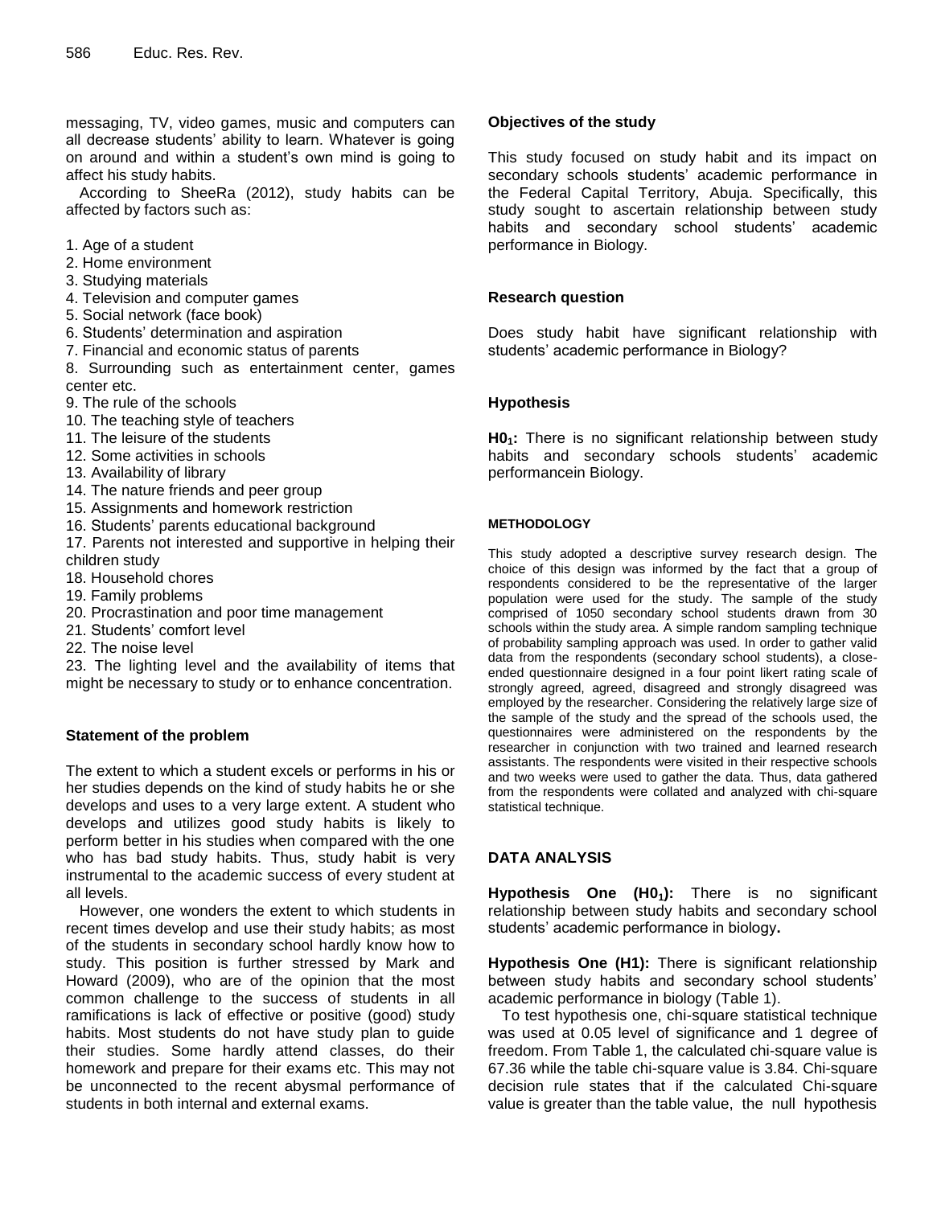messaging, TV, video games, music and computers can all decrease students' ability to learn. Whatever is going on around and within a student's own mind is going to affect his study habits.

According to SheeRa (2012), study habits can be affected by factors such as:

1. Age of a student
2. Home environment
3. Studying materials
4. Television and computer games
5. Social network (face book)
6. Students' determination and aspiration
7. Financial and economic status of parents
8. Surrounding such as entertainment center, games center etc.
9. The rule of the schools
10. The teaching style of teachers
11. The leisure of the students
12. Some activities in schools
13. Availability of library
14. The nature friends and peer group
15. Assignments and homework restriction
16. Students' parents educational background
17. Parents not interested and supportive in helping their children study
18. Household chores
19. Family problems
20. Procrastination and poor time management
21. Students' comfort level
22. The noise level
23. The lighting level and the availability of items that might be necessary to study or to enhance concentration.

### Statement of the problem

The extent to which a student excels or performs in his or her studies depends on the kind of study habits he or she develops and uses to a very large extent. A student who develops and utilizes good study habits is likely to perform better in his studies when compared with the one who has bad study habits. Thus, study habit is very instrumental to the academic success of every student at all levels.

However, one wonders the extent to which students in recent times develop and use their study habits; as most of the students in secondary school hardly know how to study. This position is further stressed by Mark and Howard (2009), who are of the opinion that the most common challenge to the success of students in all ramifications is lack of effective or positive (good) study habits. Most students do not have study plan to guide their studies. Some hardly attend classes, do their homework and prepare for their exams etc. This may not be unconnected to the recent abysmal performance of students in both internal and external exams.

### Objectives of the study

This study focused on study habit and its impact on secondary schools students' academic performance in the Federal Capital Territory, Abuja. Specifically, this study sought to ascertain relationship between study habits and secondary school students' academic performance in Biology.

### Research question

Does study habit have significant relationship with students' academic performance in Biology?

### Hypothesis

**$H0_1$:** There is no significant relationship between study habits and secondary schools students' academic performancein Biology.

## METHODOLOGY

This study adopted a descriptive survey research design. The choice of this design was informed by the fact that a group of respondents considered to be the representative of the larger population were used for the study. The sample of the study comprised of 1050 secondary school students drawn from 30 schools within the study area. A simple random sampling technique of probability sampling approach was used. In order to gather valid data from the respondents (secondary school students), a close-ended questionnaire designed in a four point likert rating scale of strongly agreed, agreed, disagreed and strongly disagreed was employed by the researcher. Considering the relatively large size of the sample of the study and the spread of the schools used, the questionnaires were administered on the respondents by the researcher in conjunction with two trained and learned research assistants. The respondents were visited in their respective schools and two weeks were used to gather the data. Thus, data gathered from the respondents were collated and analyzed with chi-square statistical technique.

## DATA ANALYSIS

**Hypothesis One ($H0_1$):** There is no significant relationship between study habits and secondary school students' academic performance in biology**.**

**Hypothesis One (H1):** There is significant relationship between study habits and secondary school students' academic performance in biology (Table 1).

To test hypothesis one, chi-square statistical technique was used at 0.05 level of significance and 1 degree of freedom. From Table 1, the calculated chi-square value is 67.36 while the table chi-square value is 3.84. Chi-square decision rule states that if the calculated Chi-square value is greater than the table value, the null hypothesis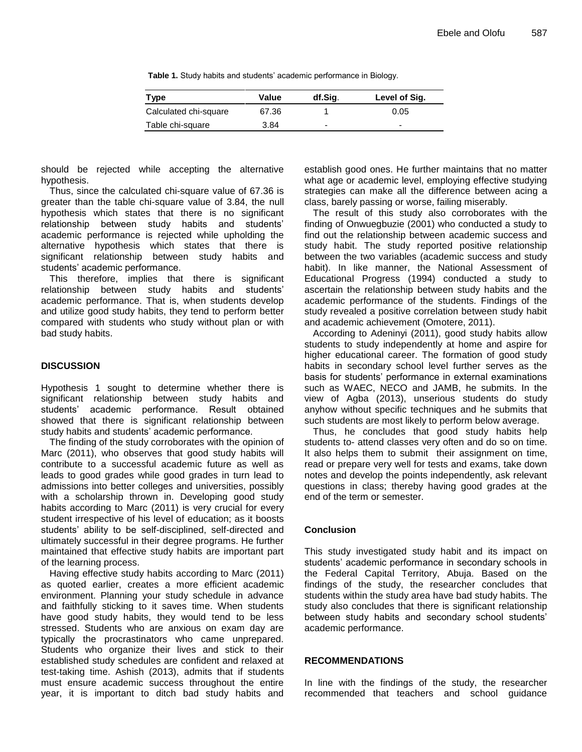**Table 1.** Study habits and students' academic performance in Biology.

| Type | Value | df.Sig. | Level of Sig. |
|---|---|---|---|
| Calculated chi-square | 67.36 | 1 | 0.05 |
| Table chi-square | 3.84 | - | - |

should be rejected while accepting the alternative hypothesis.

Thus, since the calculated chi-square value of 67.36 is greater than the table chi-square value of 3.84, the null hypothesis which states that there is no significant relationship between study habits and students' academic performance is rejected while upholding the alternative hypothesis which states that there is significant relationship between study habits and students' academic performance.

This therefore, implies that there is significant relationship between study habits and students' academic performance. That is, when students develop and utilize good study habits, they tend to perform better compared with students who study without plan or with bad study habits.

## DISCUSSION

Hypothesis 1 sought to determine whether there is significant relationship between study habits and students' academic performance. Result obtained showed that there is significant relationship between study habits and students' academic performance.

The finding of the study corroborates with the opinion of Marc (2011), who observes that good study habits will contribute to a successful academic future as well as leads to good grades while good grades in turn lead to admissions into better colleges and universities, possibly with a scholarship thrown in. Developing good study habits according to Marc (2011) is very crucial for every student irrespective of his level of education; as it boosts students' ability to be self-disciplined, self-directed and ultimately successful in their degree programs. He further maintained that effective study habits are important part of the learning process.

Having effective study habits according to Marc (2011) as quoted earlier, creates a more efficient academic environment. Planning your study schedule in advance and faithfully sticking to it saves time. When students have good study habits, they would tend to be less stressed. Students who are anxious on exam day are typically the procrastinators who came unprepared. Students who organize their lives and stick to their established study schedules are confident and relaxed at test-taking time. Ashish (2013), admits that if students must ensure academic success throughout the entire year, it is important to ditch bad study habits and establish good ones. He further maintains that no matter what age or academic level, employing effective studying strategies can make all the difference between acing a class, barely passing or worse, failing miserably.

The result of this study also corroborates with the finding of Onwuegbuzie (2001) who conducted a study to find out the relationship between academic success and study habit. The study reported positive relationship between the two variables (academic success and study habit). In like manner, the National Assessment of Educational Progress (1994) conducted a study to ascertain the relationship between study habits and the academic performance of the students. Findings of the study revealed a positive correlation between study habit and academic achievement (Omotere, 2011).

According to Adeninyi (2011), good study habits allow students to study independently at home and aspire for higher educational career. The formation of good study habits in secondary school level further serves as the basis for students' performance in external examinations such as WAEC, NECO and JAMB, he submits. In the view of Agba (2013), unserious students do study anyhow without specific techniques and he submits that such students are most likely to perform below average.

Thus, he concludes that good study habits help students to- attend classes very often and do so on time. It also helps them to submit their assignment on time, read or prepare very well for tests and exams, take down notes and develop the points independently, ask relevant questions in class; thereby having good grades at the end of the term or semester.

### Conclusion

This study investigated study habit and its impact on students' academic performance in secondary schools in the Federal Capital Territory, Abuja. Based on the findings of the study, the researcher concludes that students within the study area have bad study habits. The study also concludes that there is significant relationship between study habits and secondary school students' academic performance.

## RECOMMENDATIONS

In line with the findings of the study, the researcher recommended that teachers and school guidance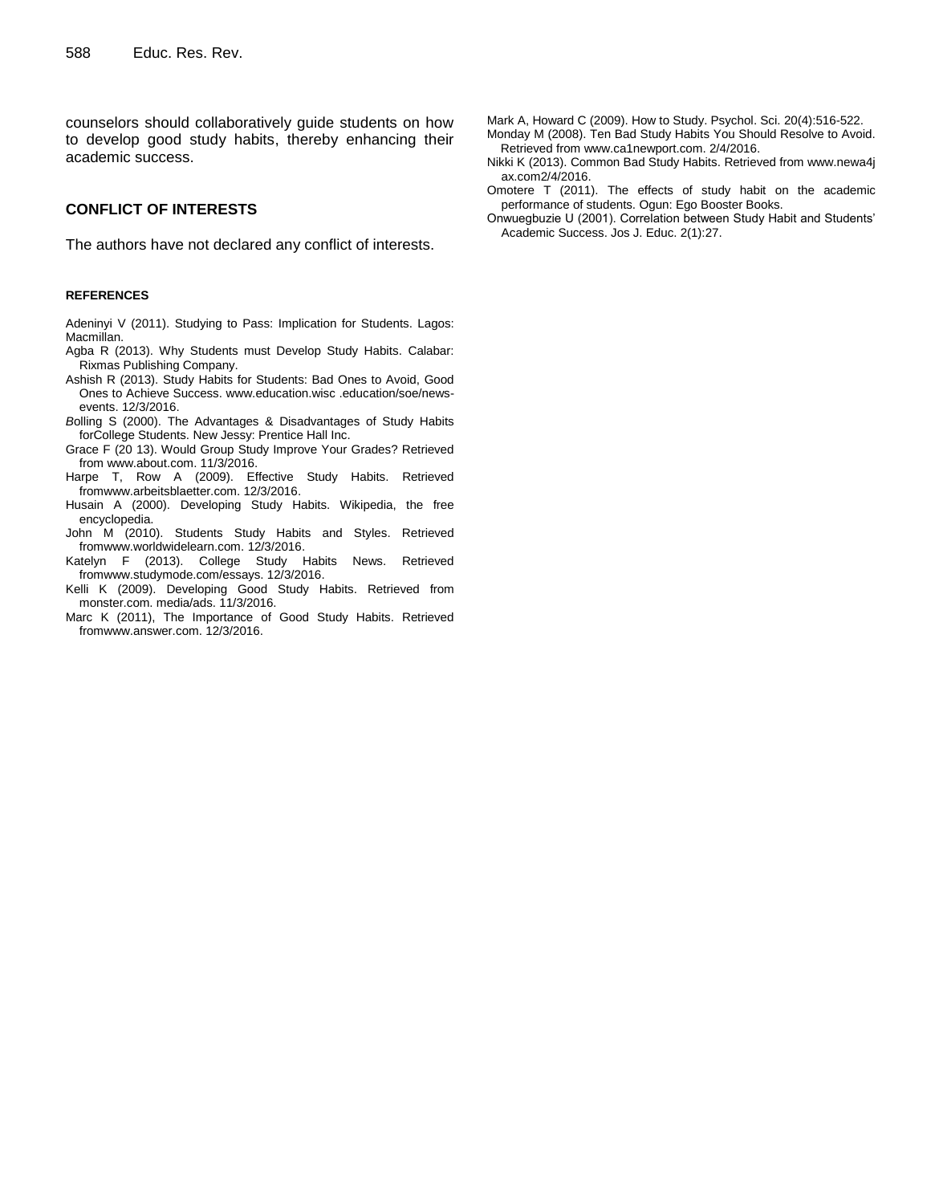counselors should collaboratively guide students on how to develop good study habits, thereby enhancing their academic success.

## CONFLICT OF INTERESTS

The authors have not declared any conflict of interests.

## REFERENCES

Adeninyi V (2011). Studying to Pass: Implication for Students. Lagos: Macmillan.

Agba R (2013). Why Students must Develop Study Habits. Calabar: Rixmas Publishing Company.

Ashish R (2013). Study Habits for Students: Bad Ones to Avoid, Good Ones to Achieve Success. www.education.wisc .education/soe/news-events. 12/3/2016.

*B*olling S (2000). The Advantages & Disadvantages of Study Habits forCollege Students. New Jessy: Prentice Hall Inc.

Grace F (20 13). Would Group Study Improve Your Grades? Retrieved from www.about.com. 11/3/2016.

Harpe T, Row A (2009). Effective Study Habits. Retrieved fromwww.arbeitsblaetter.com. 12/3/2016.

Husain A (2000). Developing Study Habits. Wikipedia, the free encyclopedia.

John M (2010). Students Study Habits and Styles. Retrieved fromwww.worldwidelearn.com. 12/3/2016.

Katelyn F (2013). College Study Habits News. Retrieved fromwww.studymode.com/essays. 12/3/2016.

Kelli K (2009). Developing Good Study Habits. Retrieved from monster.com. media/ads. 11/3/2016.

Marc K (2011), The Importance of Good Study Habits. Retrieved fromwww.answer.com. 12/3/2016.

Mark A, Howard C (2009). How to Study. Psychol. Sci. 20(4):516-522.

Monday M (2008). Ten Bad Study Habits You Should Resolve to Avoid. Retrieved from www.ca1newport.com. 2/4/2016.

Nikki K (2013). Common Bad Study Habits. Retrieved from www.newa4jax.com2/4/2016.

Omotere T (2011). The effects of study habit on the academic performance of students. Ogun: Ego Booster Books.

Onwuegbuzie U (2001). Correlation between Study Habit and Students' Academic Success. Jos J. Educ. 2(1):27.